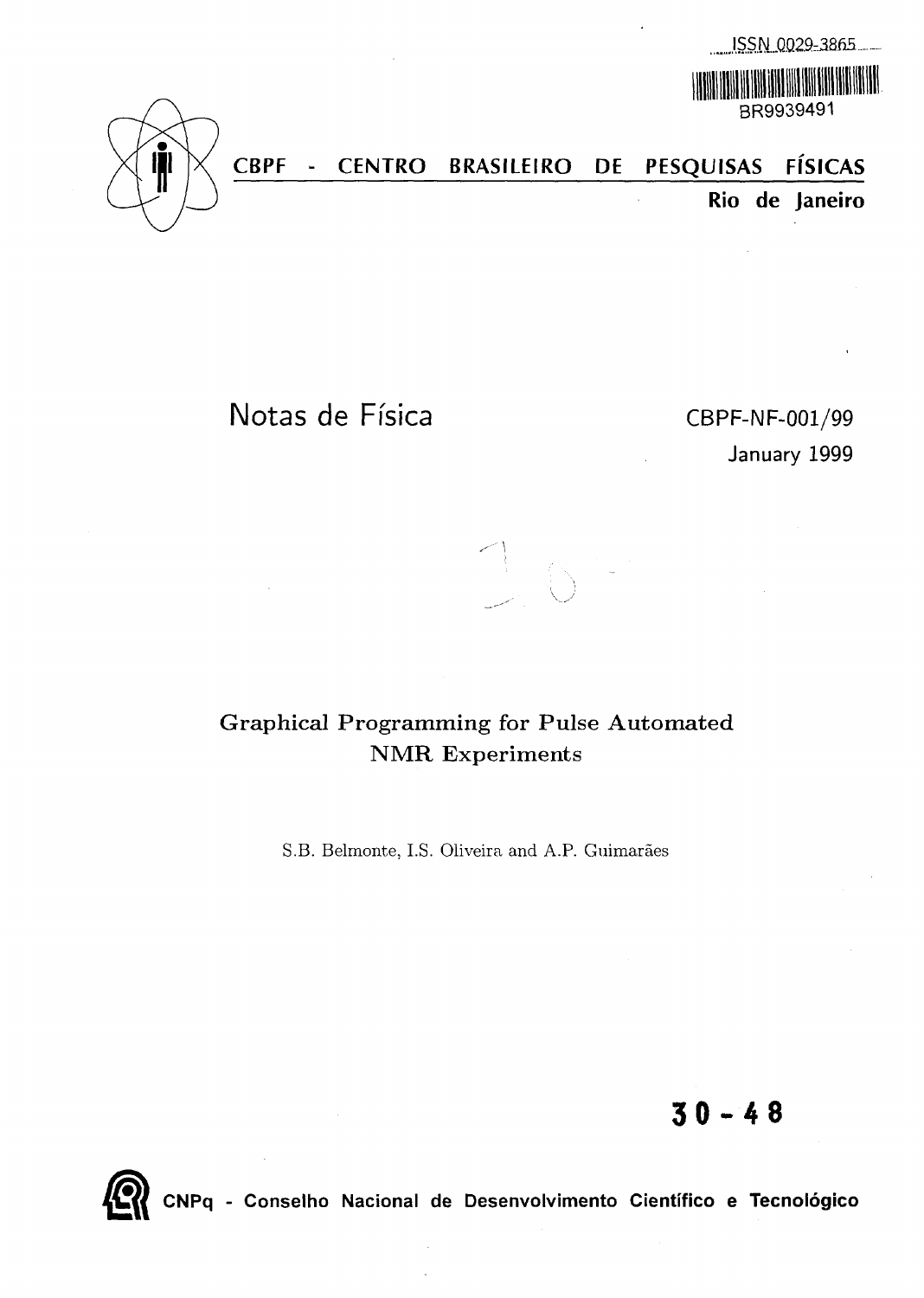ISSN 0029-3865

BR9939491

**CBPF - CENTRO BRASILEIRO DE PESQUISAS FÍSICAS**

**Rio de Janeiro**

# Notas de Física

CBPF-NF-001/99

January 1999

## Graphical Programming for Pulse Automated NMR Experiments

S.B. Belmonte, I.S. Oliveira and A.P. Guimarães

**30 - 48**

**CNPq - Conselho Nacional de Desenvolvimento Científico e Tecnológico**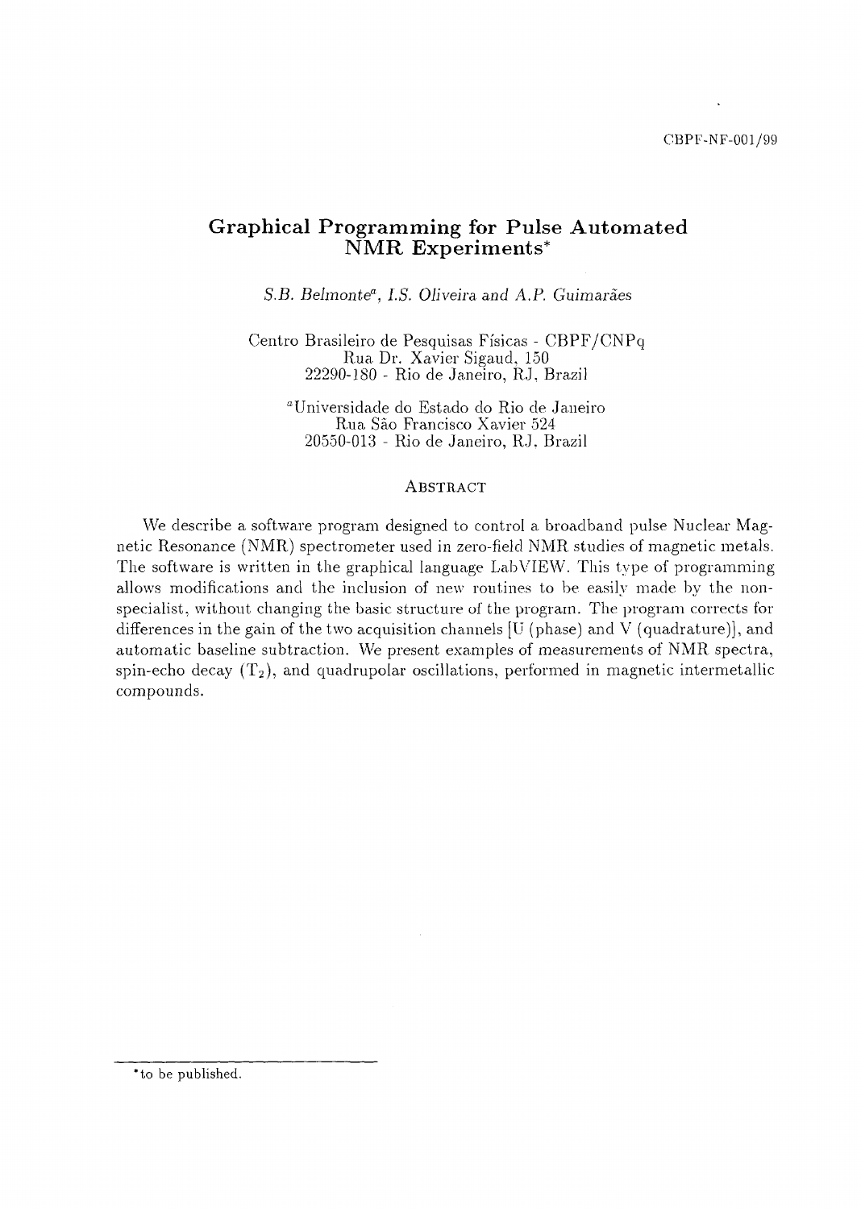CBPF-NF-001/99

# Graphical Programming for Pulse Automated NMR Experiments*

*S.B. Belmonte*[a], *I.S. Oliveira and A.P. Guimarães*

Centro Brasileiro de Pesquisas Físicas - CBPF/CNPq
Rua Dr. Xavier Sigaud, 150
22290-180 - Rio de Janeiro, RJ, Brazil

[a]Universidade do Estado do Rio de Janeiro
Rua São Francisco Xavier 524
20550-013 - Rio de Janeiro, RJ, Brazil

## Abstract

We describe a software program designed to control a broadband pulse Nuclear Magnetic Resonance (NMR) spectrometer used in zero-field NMR studies of magnetic metals. The software is written in the graphical language LabVIEW. This type of programming allows modifications and the inclusion of new routines to be easily made by the non-specialist, without changing the basic structure of the program. The program corrects for differences in the gain of the two acquisition channels [U (phase) and V (quadrature)], and automatic baseline subtraction. We present examples of measurements of NMR spectra, spin-echo decay ($T_2$), and quadrupolar oscillations, performed in magnetic intermetallic compounds.

*to be published.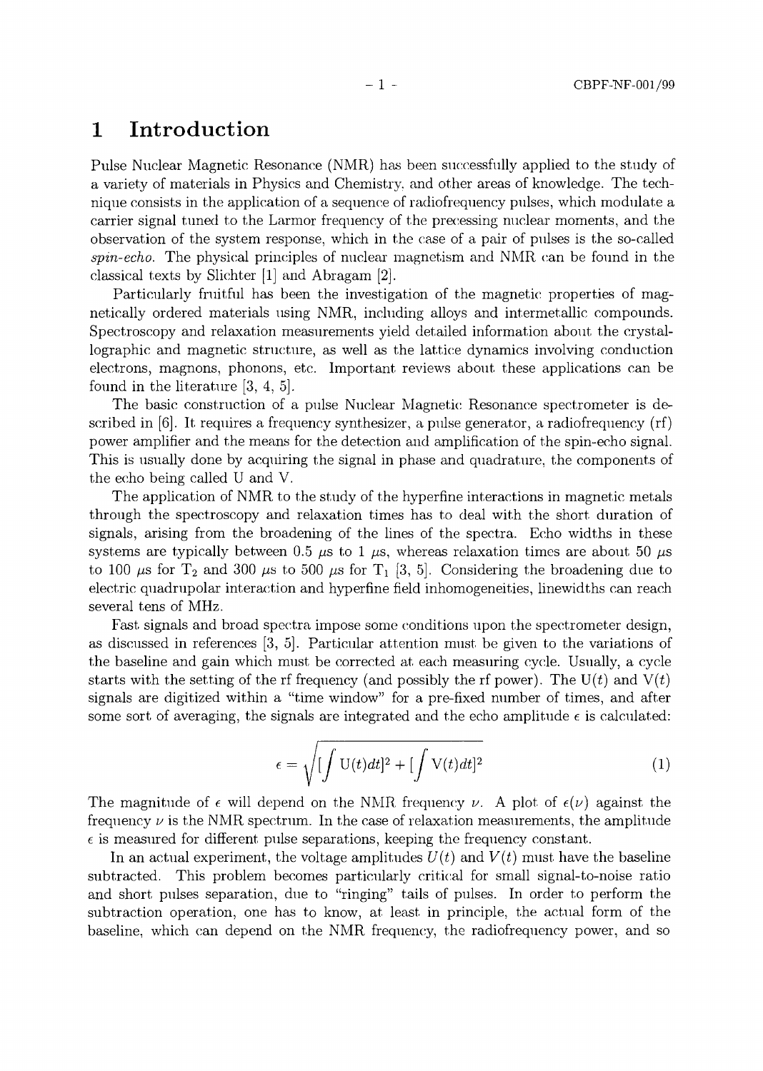# 1 Introduction

Pulse Nuclear Magnetic Resonance (NMR) has been successfully applied to the study of a variety of materials in Physics and Chemistry, and other areas of knowledge. The technique consists in the application of a sequence of radiofrequency pulses, which modulate a carrier signal tuned to the Larmor frequency of the precessing nuclear moments, and the observation of the system response, which in the case of a pair of pulses is the so-called *spin-echo*. The physical principles of nuclear magnetism and NMR can be found in the classical texts by Slichter [1] and Abragam [2].

Particularly fruitful has been the investigation of the magnetic properties of magnetically ordered materials using NMR, including alloys and intermetallic compounds. Spectroscopy and relaxation measurements yield detailed information about the crystallographic and magnetic structure, as well as the lattice dynamics involving conduction electrons, magnons, phonons, etc. Important reviews about these applications can be found in the literature [3, 4, 5].

The basic construction of a pulse Nuclear Magnetic Resonance spectrometer is described in [6]. It requires a frequency synthesizer, a pulse generator, a radiofrequency (rf) power amplifier and the means for the detection and amplification of the spin-echo signal. This is usually done by acquiring the signal in phase and quadrature, the components of the echo being called U and V.

The application of NMR to the study of the hyperfine interactions in magnetic metals through the spectroscopy and relaxation times has to deal with the short duration of signals, arising from the broadening of the lines of the spectra. Echo widths in these systems are typically between 0.5 $\mu$s to 1 $\mu$s, whereas relaxation times are about 50 $\mu$s to 100 $\mu$s for $T_2$ and 300 $\mu$s to 500 $\mu$s for $T_1$ [3, 5]. Considering the broadening due to electric quadrupolar interaction and hyperfine field inhomogeneities, linewidths can reach several tens of MHz.

Fast signals and broad spectra impose some conditions upon the spectrometer design, as discussed in references [3, 5]. Particular attention must be given to the variations of the baseline and gain which must be corrected at each measuring cycle. Usually, a cycle starts with the setting of the rf frequency (and possibly the rf power). The U$(t)$ and V$(t)$ signals are digitized within a "time window" for a pre-fixed number of times, and after some sort of averaging, the signals are integrated and the echo amplitude $\epsilon$ is calculated:

$$\epsilon = \sqrt{[\int \mathrm{U}(t)dt]^2 + [\int \mathrm{V}(t)dt]^2} \tag{1}$$

The magnitude of $\epsilon$ will depend on the NMR frequency $\nu$. A plot of $\epsilon(\nu)$ against the frequency $\nu$ is the NMR spectrum. In the case of relaxation measurements, the amplitude $\epsilon$ is measured for different pulse separations, keeping the frequency constant.

In an actual experiment, the voltage amplitudes $U(t)$ and $V(t)$ must have the baseline subtracted. This problem becomes particularly critical for small signal-to-noise ratio and short pulses separation, due to "ringing" tails of pulses. In order to perform the subtraction operation, one has to know, at least in principle, the actual form of the baseline, which can depend on the NMR frequency, the radiofrequency power, and so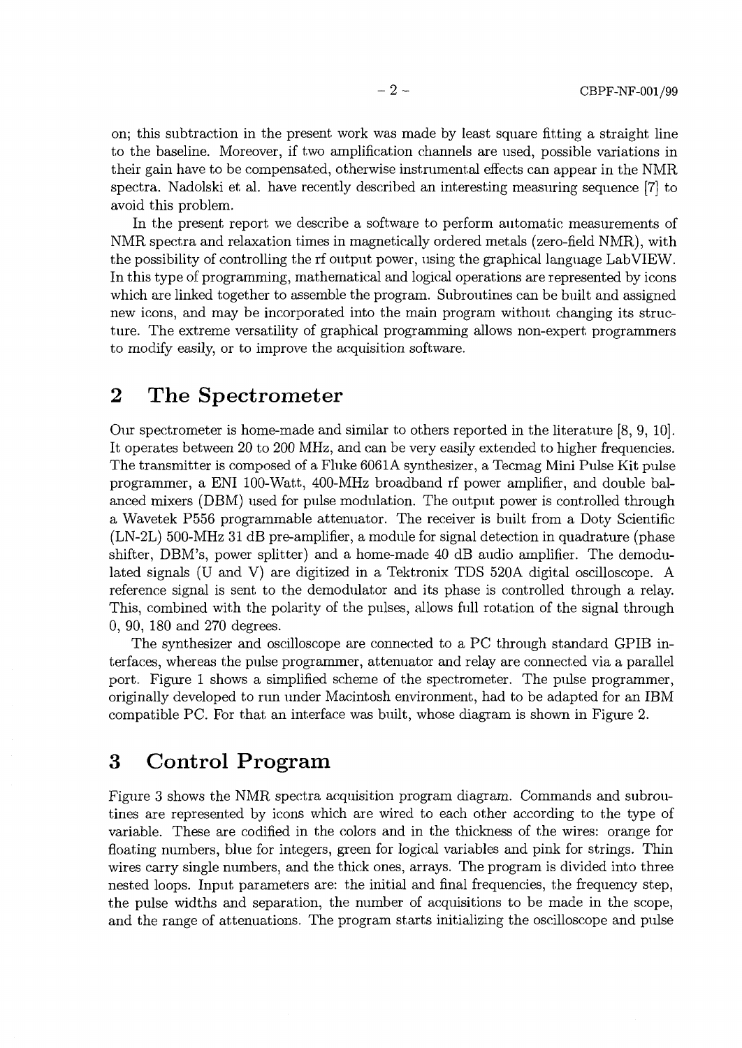on; this subtraction in the present work was made by least square fitting a straight line to the baseline. Moreover, if two amplification channels are used, possible variations in their gain have to be compensated, otherwise instrumental effects can appear in the NMR spectra. Nadolski et al. have recently described an interesting measuring sequence [7] to avoid this problem.

In the present report we describe a software to perform automatic measurements of NMR spectra and relaxation times in magnetically ordered metals (zero-field NMR), with the possibility of controlling the rf output power, using the graphical language LabVIEW. In this type of programming, mathematical and logical operations are represented by icons which are linked together to assemble the program. Subroutines can be built and assigned new icons, and may be incorporated into the main program without changing its structure. The extreme versatility of graphical programming allows non-expert programmers to modify easily, or to improve the acquisition software.

## 2 The Spectrometer

Our spectrometer is home-made and similar to others reported in the literature [8, 9, 10]. It operates between 20 to 200 MHz, and can be very easily extended to higher frequencies. The transmitter is composed of a Fluke 6061A synthesizer, a Tecmag Mini Pulse Kit pulse programmer, a ENI 100-Watt, 400-MHz broadband rf power amplifier, and double balanced mixers (DBM) used for pulse modulation. The output power is controlled through a Wavetek P556 programmable attenuator. The receiver is built from a Doty Scientific (LN-2L) 500-MHz 31 dB pre-amplifier, a module for signal detection in quadrature (phase shifter, DBM's, power splitter) and a home-made 40 dB audio amplifier. The demodulated signals (U and V) are digitized in a Tektronix TDS 520A digital oscilloscope. A reference signal is sent to the demodulator and its phase is controlled through a relay. This, combined with the polarity of the pulses, allows full rotation of the signal through 0, 90, 180 and 270 degrees.

The synthesizer and oscilloscope are connected to a PC through standard GPIB interfaces, whereas the pulse programmer, attenuator and relay are connected via a parallel port. Figure 1 shows a simplified scheme of the spectrometer. The pulse programmer, originally developed to run under Macintosh environment, had to be adapted for an IBM compatible PC. For that an interface was built, whose diagram is shown in Figure 2.

## 3 Control Program

Figure 3 shows the NMR spectra acquisition program diagram. Commands and subroutines are represented by icons which are wired to each other according to the type of variable. These are codified in the colors and in the thickness of the wires: orange for floating numbers, blue for integers, green for logical variables and pink for strings. Thin wires carry single numbers, and the thick ones, arrays. The program is divided into three nested loops. Input parameters are: the initial and final frequencies, the frequency step, the pulse widths and separation, the number of acquisitions to be made in the scope, and the range of attenuations. The program starts initializing the oscilloscope and pulse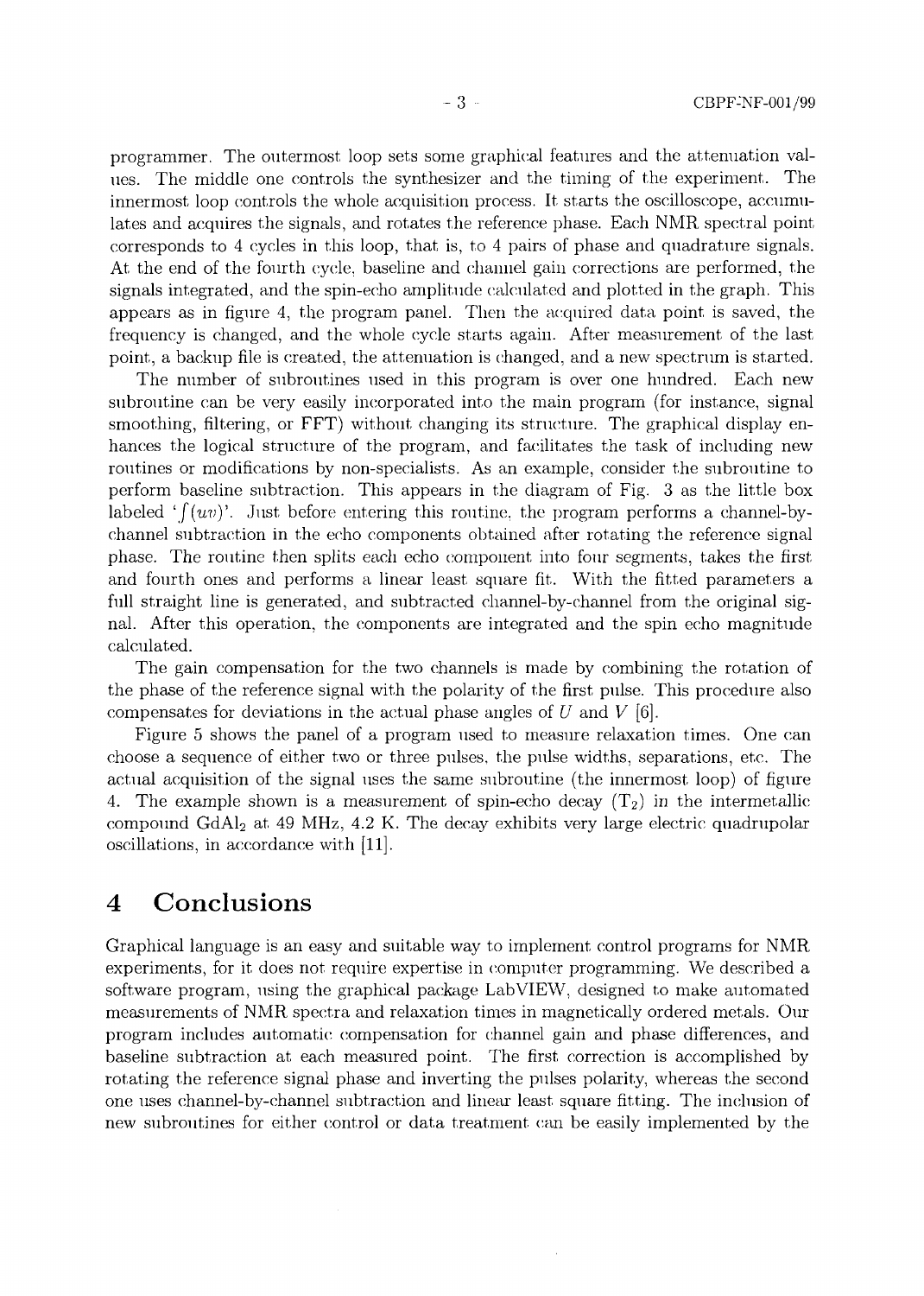programmer. The outermost loop sets some graphical features and the attenuation values. The middle one controls the synthesizer and the timing of the experiment. The innermost loop controls the whole acquisition process. It starts the oscilloscope, accumulates and acquires the signals, and rotates the reference phase. Each NMR spectral point corresponds to 4 cycles in this loop, that is, to 4 pairs of phase and quadrature signals. At the end of the fourth cycle, baseline and channel gain corrections are performed, the signals integrated, and the spin-echo amplitude calculated and plotted in the graph. This appears as in figure 4, the program panel. Then the acquired data point is saved, the frequency is changed, and the whole cycle starts again. After measurement of the last point, a backup file is created, the attenuation is changed, and a new spectrum is started.

The number of subroutines used in this program is over one hundred. Each new subroutine can be very easily incorporated into the main program (for instance, signal smoothing, filtering, or FFT) without changing its structure. The graphical display enhances the logical structure of the program, and facilitates the task of including new routines or modifications by non-specialists. As an example, consider the subroutine to perform baseline subtraction. This appears in the diagram of Fig. 3 as the little box labeled '$\int(uv)$'. Just before entering this routine, the program performs a channel-by-channel subtraction in the echo components obtained after rotating the reference signal phase. The routine then splits each echo component into four segments, takes the first and fourth ones and performs a linear least square fit. With the fitted parameters a full straight line is generated, and subtracted channel-by-channel from the original signal. After this operation, the components are integrated and the spin echo magnitude calculated.

The gain compensation for the two channels is made by combining the rotation of the phase of the reference signal with the polarity of the first pulse. This procedure also compensates for deviations in the actual phase angles of $U$ and $V$ [6].

Figure 5 shows the panel of a program used to measure relaxation times. One can choose a sequence of either two or three pulses, the pulse widths, separations, etc. The actual acquisition of the signal uses the same subroutine (the innermost loop) of figure 4. The example shown is a measurement of spin-echo decay ($T_2$) in the intermetallic compound $GdAl_2$ at 49 MHz, 4.2 K. The decay exhibits very large electric quadrupolar oscillations, in accordance with [11].

# 4 Conclusions

Graphical language is an easy and suitable way to implement control programs for NMR experiments, for it does not require expertise in computer programming. We described a software program, using the graphical package LabVIEW, designed to make automated measurements of NMR spectra and relaxation times in magnetically ordered metals. Our program includes automatic compensation for channel gain and phase differences, and baseline subtraction at each measured point. The first correction is accomplished by rotating the reference signal phase and inverting the pulses polarity, whereas the second one uses channel-by-channel subtraction and linear least square fitting. The inclusion of new subroutines for either control or data treatment can be easily implemented by the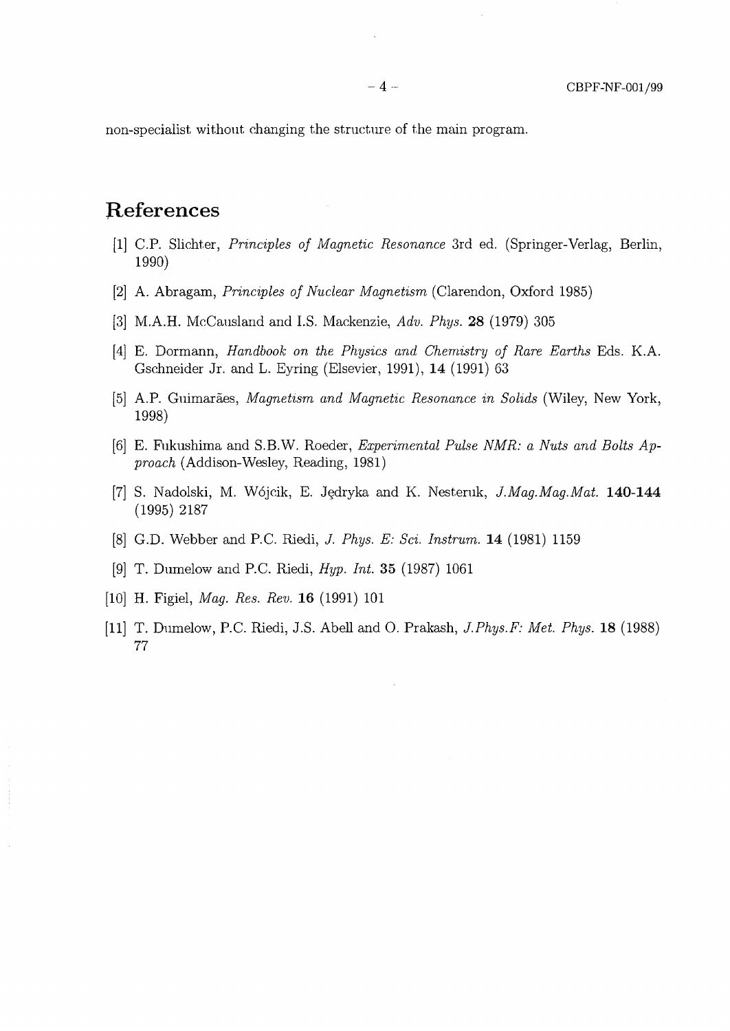non-specialist without changing the structure of the main program.

# References

[1] C.P. Slichter, *Principles of Magnetic Resonance* 3rd ed. (Springer-Verlag, Berlin, 1990)

[2] A. Abragam, *Principles of Nuclear Magnetism* (Clarendon, Oxford 1985)

[3] M.A.H. McCausland and I.S. Mackenzie, *Adv. Phys.* **28** (1979) 305

[4] E. Dormann, *Handbook on the Physics and Chemistry of Rare Earths* Eds. K.A. Gschneider Jr. and L. Eyring (Elsevier, 1991), **14** (1991) 63

[5] A.P. Guimarães, *Magnetism and Magnetic Resonance in Solids* (Wiley, New York, 1998)

[6] E. Fukushima and S.B.W. Roeder, *Experimental Pulse NMR: a Nuts and Bolts Approach* (Addison-Wesley, Reading, 1981)

[7] S. Nadolski, M. Wójcik, E. Jędryka and K. Nesteruk, *J.Mag.Mag.Mat.* **140-144** (1995) 2187

[8] G.D. Webber and P.C. Riedi, *J. Phys. E: Sci. Instrum.* **14** (1981) 1159

[9] T. Dumelow and P.C. Riedi, *Hyp. Int.* **35** (1987) 1061

[10] H. Figiel, *Mag. Res. Rev.* **16** (1991) 101

[11] T. Dumelow, P.C. Riedi, J.S. Abell and O. Prakash, *J.Phys.F: Met. Phys.* **18** (1988) 77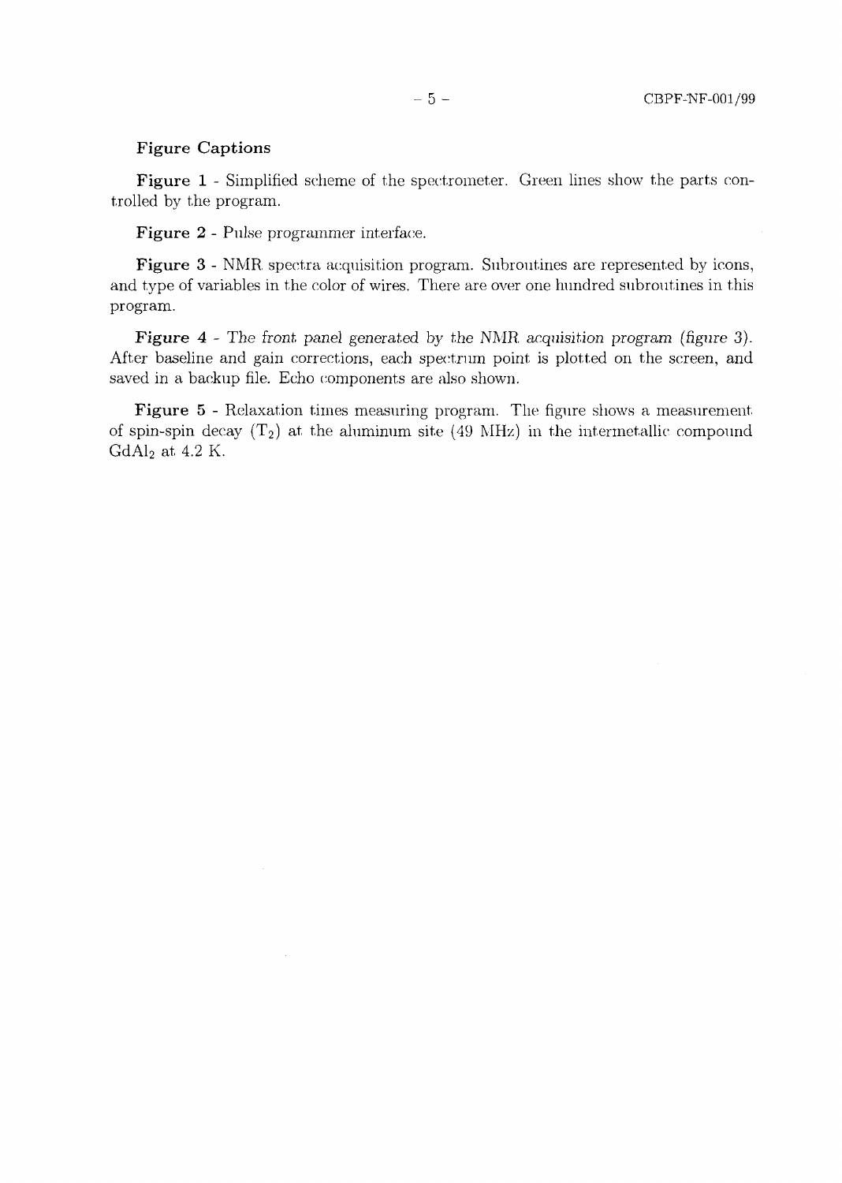### Figure Captions

**Figure 1** - Simplified scheme of the spectrometer. Green lines show the parts controlled by the program.

**Figure 2** - Pulse programmer interface.

**Figure 3** - NMR spectra acquisition program. Subroutines are represented by icons, and type of variables in the color of wires. There are over one hundred subroutines in this program.

**Figure 4** - The front panel generated by the NMR acquisition program (figure 3). After baseline and gain corrections, each spectrum point is plotted on the screen, and saved in a backup file. Echo components are also shown.

**Figure 5** - Relaxation times measuring program. The figure shows a measurement of spin-spin decay ($T_2$) at the aluminum site (49 MHz) in the intermetallic compound $GdAl_2$ at 4.2 K.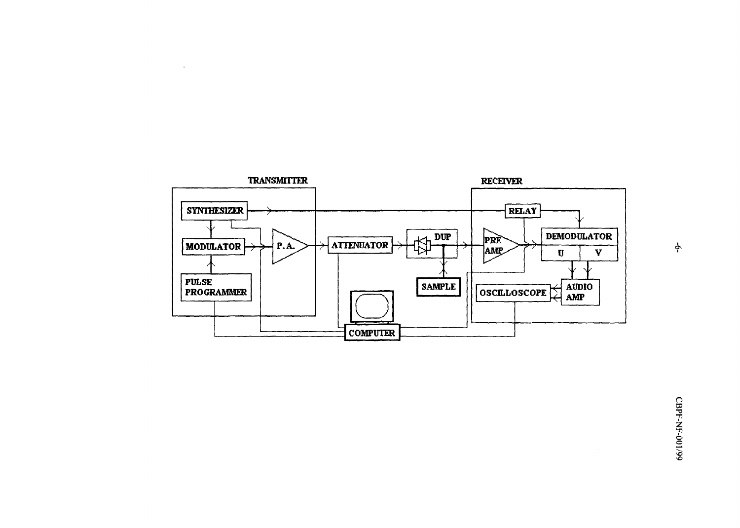TRANSMITTER

SYNTHESIZER

MODULATOR

P.A.

PULSE PROGRAMMER

ATTENUATOR

DUP

SAMPLE

COMPUTER

RECEIVER

RELAY

PRE AMP

DEMODULATOR

U

V

OSCILLOSCOPE

AUDIO AMP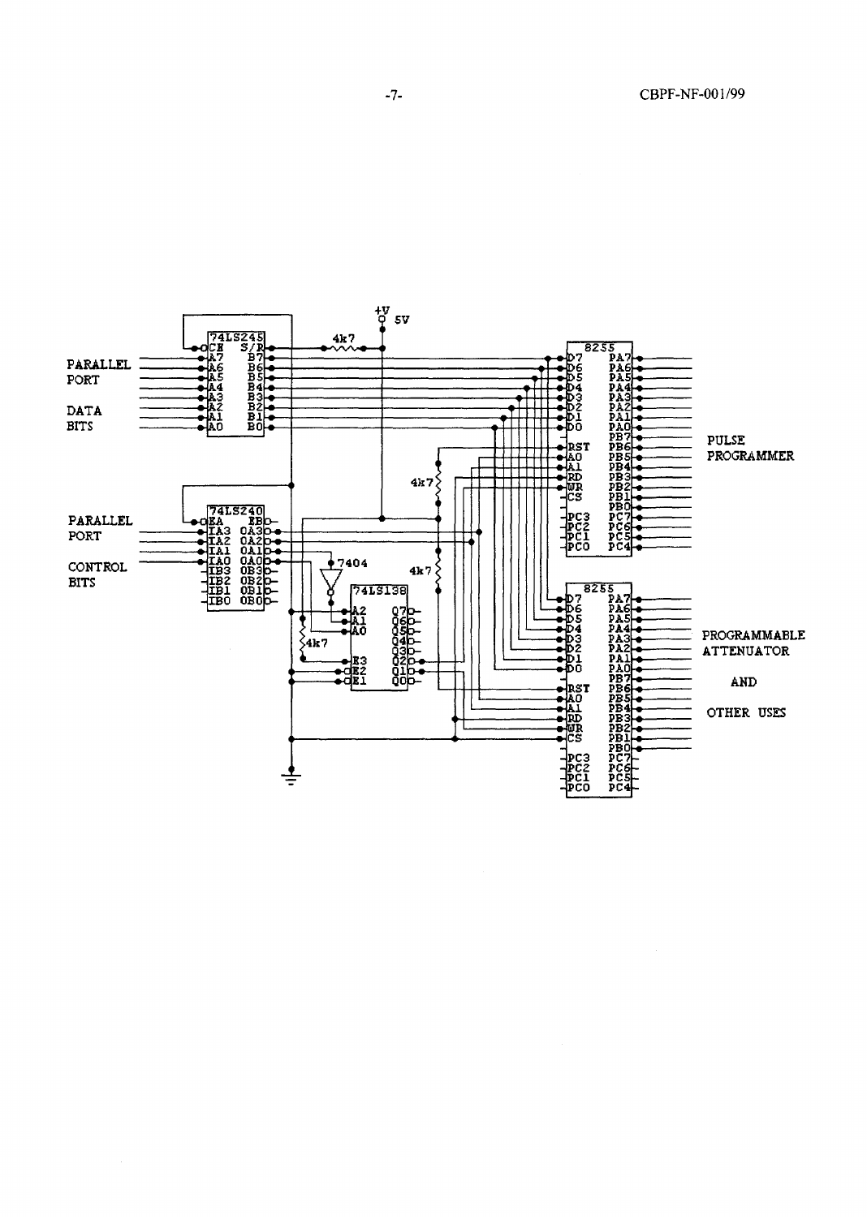PARALLEL PORT DATA BITS

PARALLEL PORT CONTROL BITS

PULSE PROGRAMMER

PROGRAMMABLE ATTENUATOR AND OTHER USES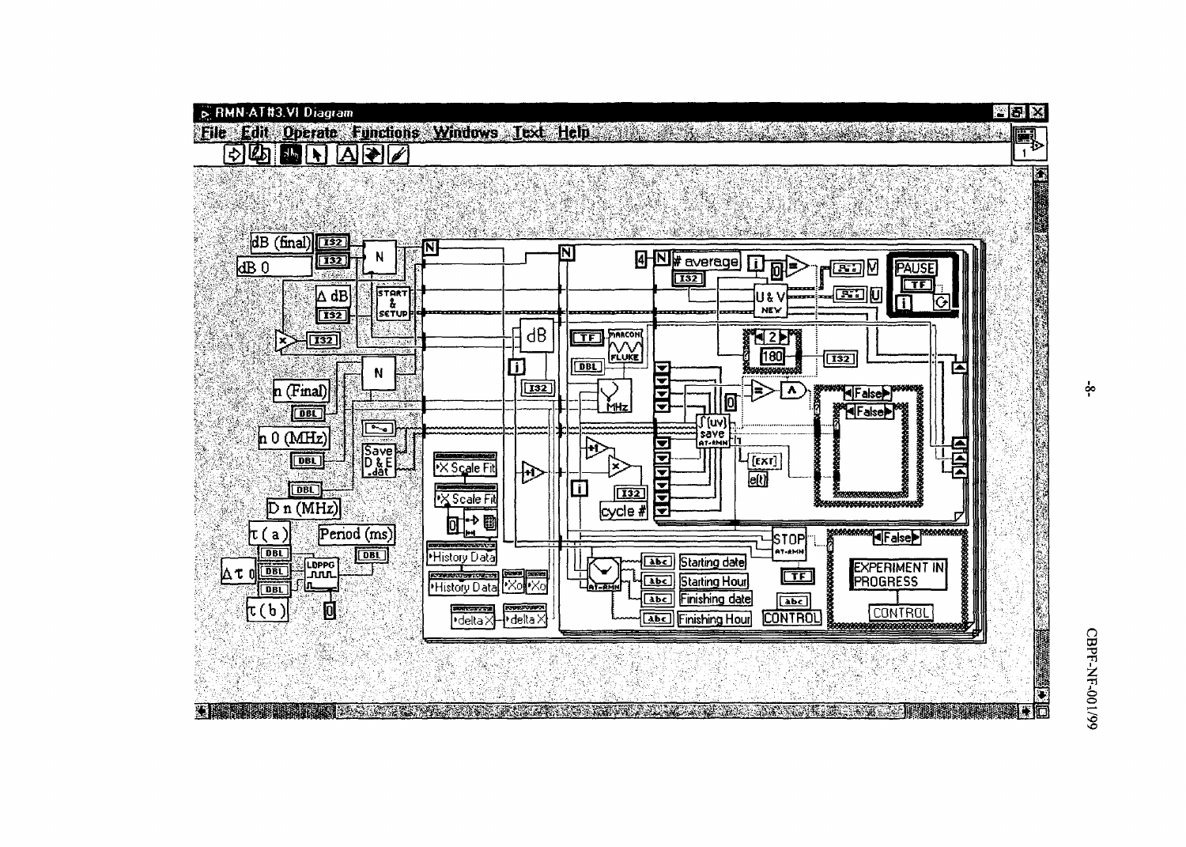RMN-AT#3.VI Diagram

File Edit Operate Functions Windows Text Help

dB (final)

I32

dB 0

I32

N

Δ dB

I32

START & SETUP

I32

n (Final)

DBL

N

n 0 (MHz)

DBL

Save D & E .dat

DBL

D n (MHz)

τ ( a )

Period (ms)

DBL

DBL

Δ τ 0

DBL

LDPPG

DBL

τ ( b )

0

N

N

4

N

# average

i

0

V

PAUSE

TF

i

I32

U & V NEW

U

dB

TF

MARCONI

FLUKE

DBL

2

180

I32

i

I32

MHz

0

False

False

X Scale Fit

∫(uv) save AT-RMN

[EXT]

e(t)

X Scale Fit

i

I32

cycle #

0

History Data

STOP AT-RMN

False

History Data

Xo

Xo

Starting date

TF

EXPERIMENT IN PROGRESS

AT-RMN

Starting Hour

Finishing date

abc

delta X

delta X

Finishing Hour

CONTROL

CONTROL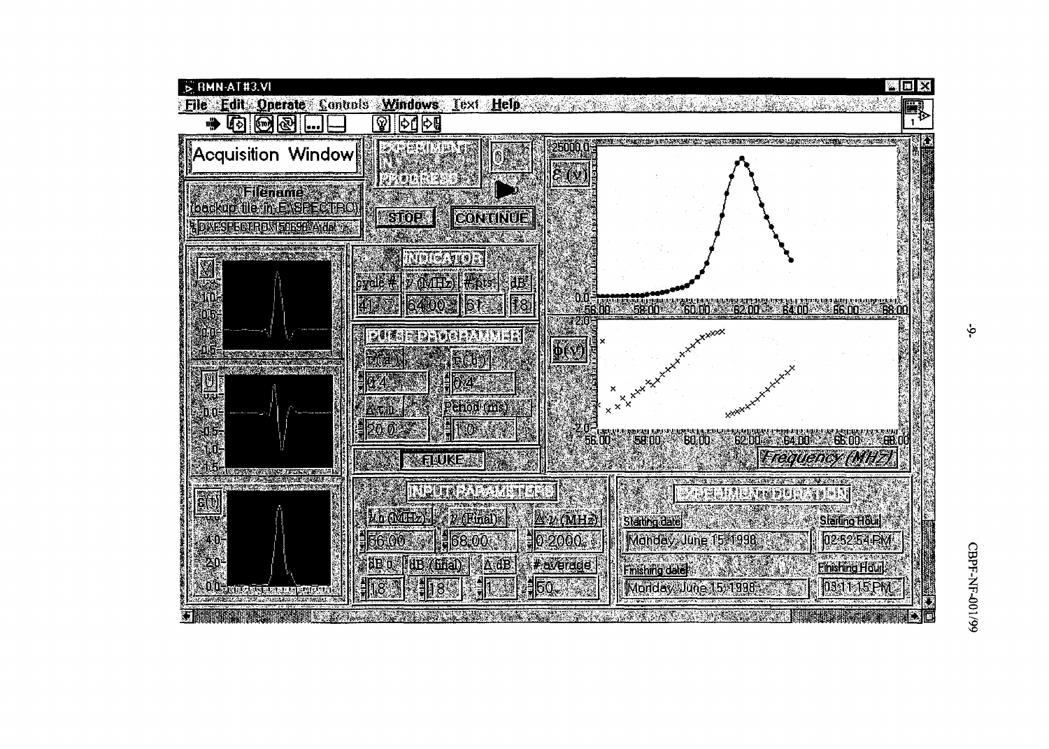RMN-AT#3.VI

File Edit Operate Controls Windows Text Help

Acquisition Window

EXPERIMENT IN PROGRESS

0

Filename

[backup file in E:\SPECTRO]

D:\ESPECTRO\150698A.dat

STOP

CONTINUE

INDICATOR

cycle # | ν (MHz) | # pts | dB

41 | 64.00 | 61 | 18

PULSE PROGRAMMER

T(a) | T(b)

0.4 | 0.4

Δτ | Period (ms)

20.0 | 10

FLUKE

INPUT PARAMETERS

ν₀ (MHz) | ν (Final) | Δν (MHz)

56.00 | 68.00 | 0.2000

dB 0 | dB (final) | Δ dB | # average

18 | 18 | 1 | 50

EXPERIMENT DURATION

Starting date | Starting Hour

Monday, June 15, 1998 | 02:52:54 PM

Finishing date | Finishing Hour

Monday, June 15, 1998 | 03:11:15 PM

X

1.0
0.5
0.0
-0.5

U

0.0
-0.5
-1.0
-1.5

ε(t)

4.0
2.0
0.0

25000.0

ε (ν)

0.0

56.00 58.00 60.00 62.00 64.00 66.00 68.00

2.0

φ(ν)

-2.0

56.00 58.00 60.00 62.00 64.00 66.00 68.00

Frequency (MHz)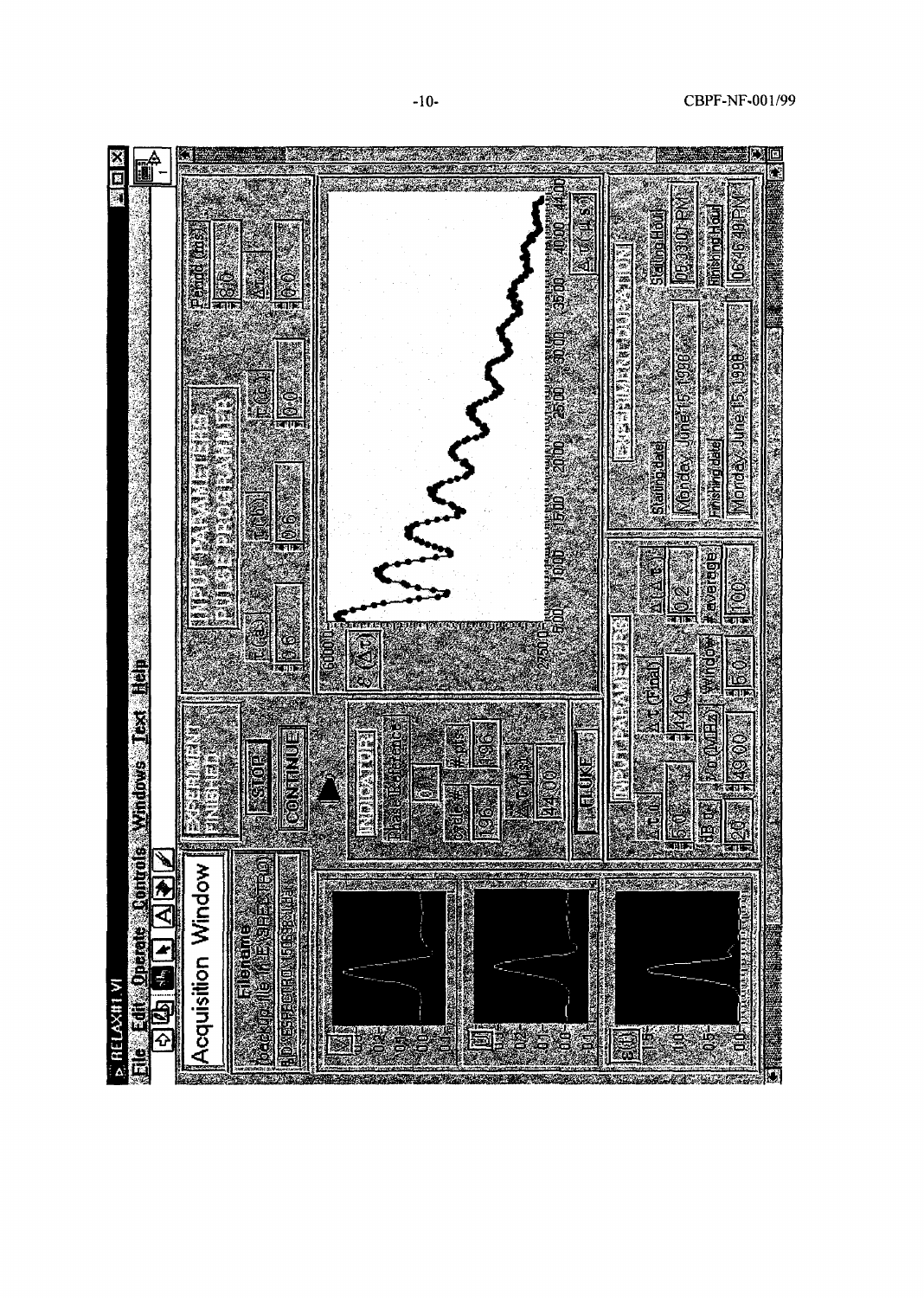RELAX#1.VI

File Edit Operate Controls Windows Text Help

Acquisition Window

Filename

EXPERIMENT FINISHED

STOP

CONTINUE

INDICATOR

Phase Coherence

INPUT PARAMETERS PULSE PROGRAMMER

Period (ms)

INPUT PARAMETERS

Window

# average

EXPERIMENT DURATION

Starting date

Monday, June 15, 1998

Finishing date

Monday, June 15, 1998

Starting Hour

Finishing Hour

06:46:49 PM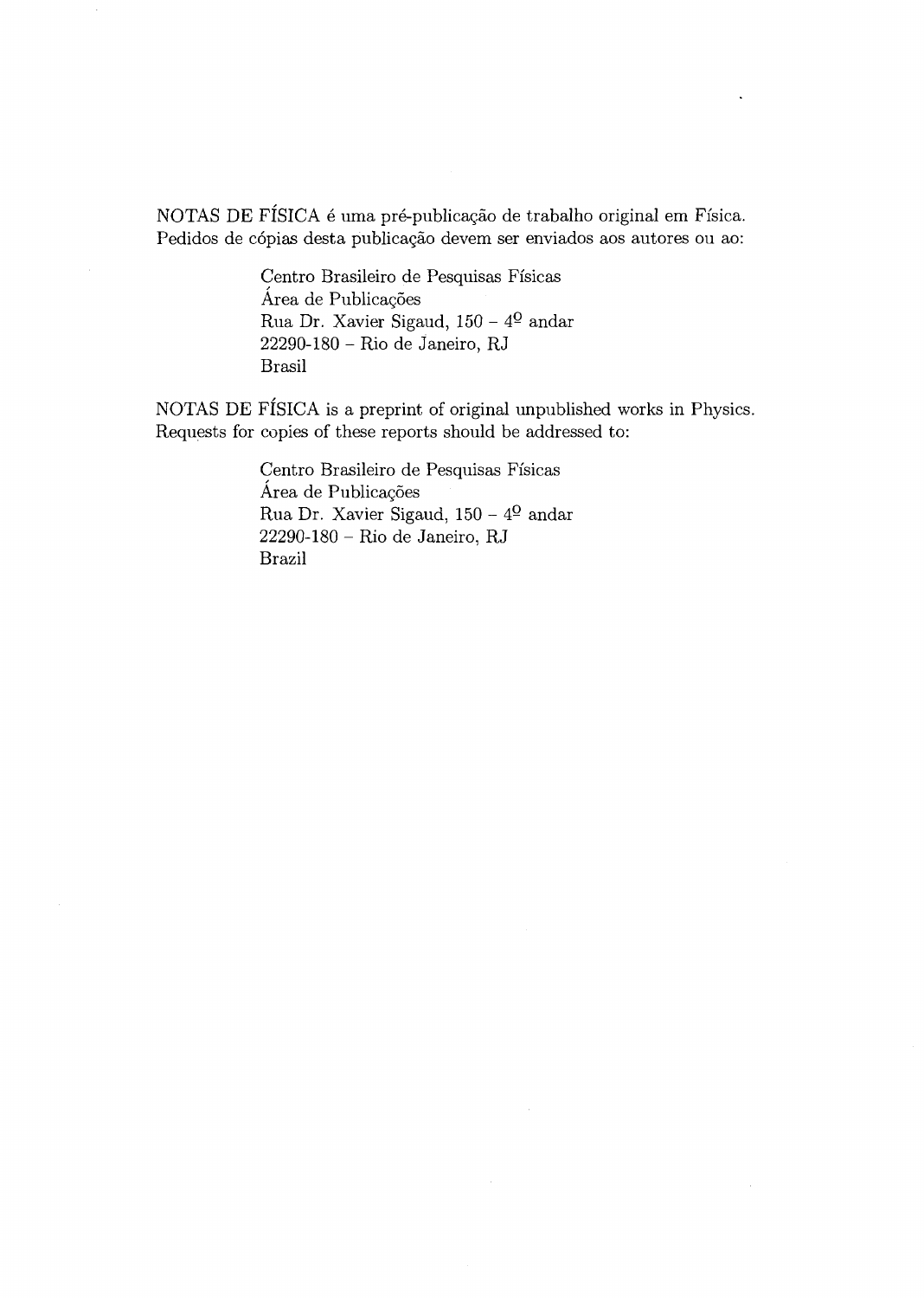NOTAS DE FÍSICA é uma pré-publicação de trabalho original em Física. Pedidos de cópias desta publicação devem ser enviados aos autores ou ao:

> Centro Brasileiro de Pesquisas Físicas
> Área de Publicações
> Rua Dr. Xavier Sigaud, 150 – 4º andar
> 22290-180 – Rio de Janeiro, RJ
> Brasil

NOTAS DE FÍSICA is a preprint of original unpublished works in Physics. Requests for copies of these reports should be addressed to:

> Centro Brasileiro de Pesquisas Físicas
> Área de Publicações
> Rua Dr. Xavier Sigaud, 150 – 4º andar
> 22290-180 – Rio de Janeiro, RJ
> Brazil